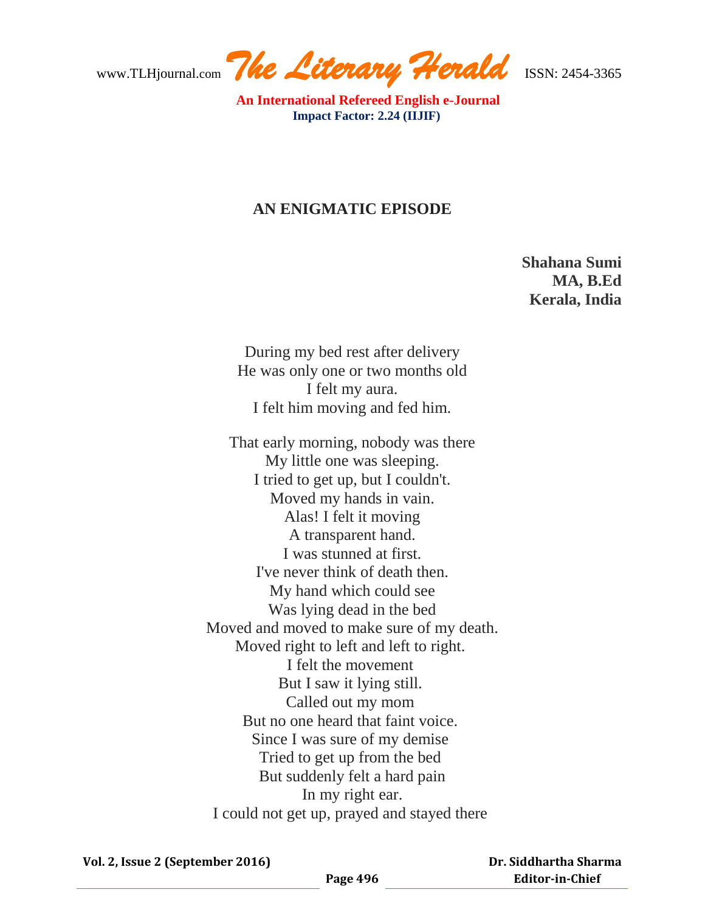# AN ENIGMATIC EPISODE

**Shahana Sumi**
**MA, B.Ed**
**Kerala, India**

During my bed rest after delivery
He was only one or two months old
I felt my aura.
I felt him moving and fed him.

That early morning, nobody was there
My little one was sleeping.
I tried to get up, but I couldn't.
Moved my hands in vain.
Alas! I felt it moving
A transparent hand.
I was stunned at first.
I've never think of death then.
My hand which could see
Was lying dead in the bed
Moved and moved to make sure of my death.
Moved right to left and left to right.
I felt the movement
But I saw it lying still.
Called out my mom
But no one heard that faint voice.
Since I was sure of my demise
Tried to get up from the bed
But suddenly felt a hard pain
In my right ear.
I could not get up, prayed and stayed there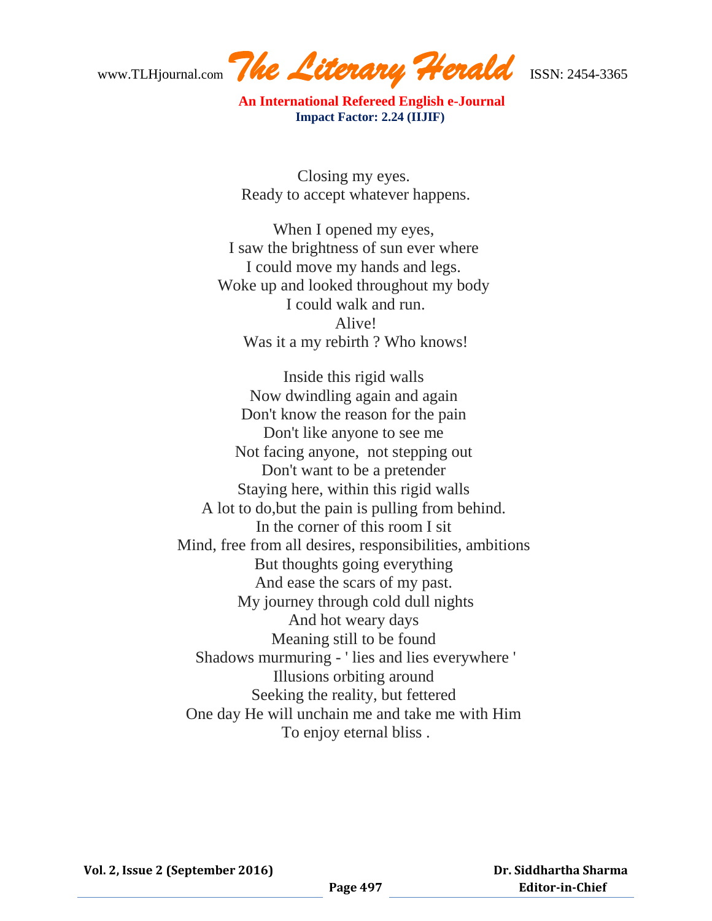Closing my eyes.
Ready to accept whatever happens.

When I opened my eyes,
I saw the brightness of sun ever where
I could move my hands and legs.
Woke up and looked throughout my body
I could walk and run.
Alive!
Was it a my rebirth ? Who knows!

Inside this rigid walls
Now dwindling again and again
Don't know the reason for the pain
Don't like anyone to see me
Not facing anyone, not stepping out
Don't want to be a pretender
Staying here, within this rigid walls
A lot to do,but the pain is pulling from behind.
In the corner of this room I sit
Mind, free from all desires, responsibilities, ambitions
But thoughts going everything
And ease the scars of my past.
My journey through cold dull nights
And hot weary days
Meaning still to be found
Shadows murmuring - ' lies and lies everywhere '
Illusions orbiting around
Seeking the reality, but fettered
One day He will unchain me and take me with Him
To enjoy eternal bliss .